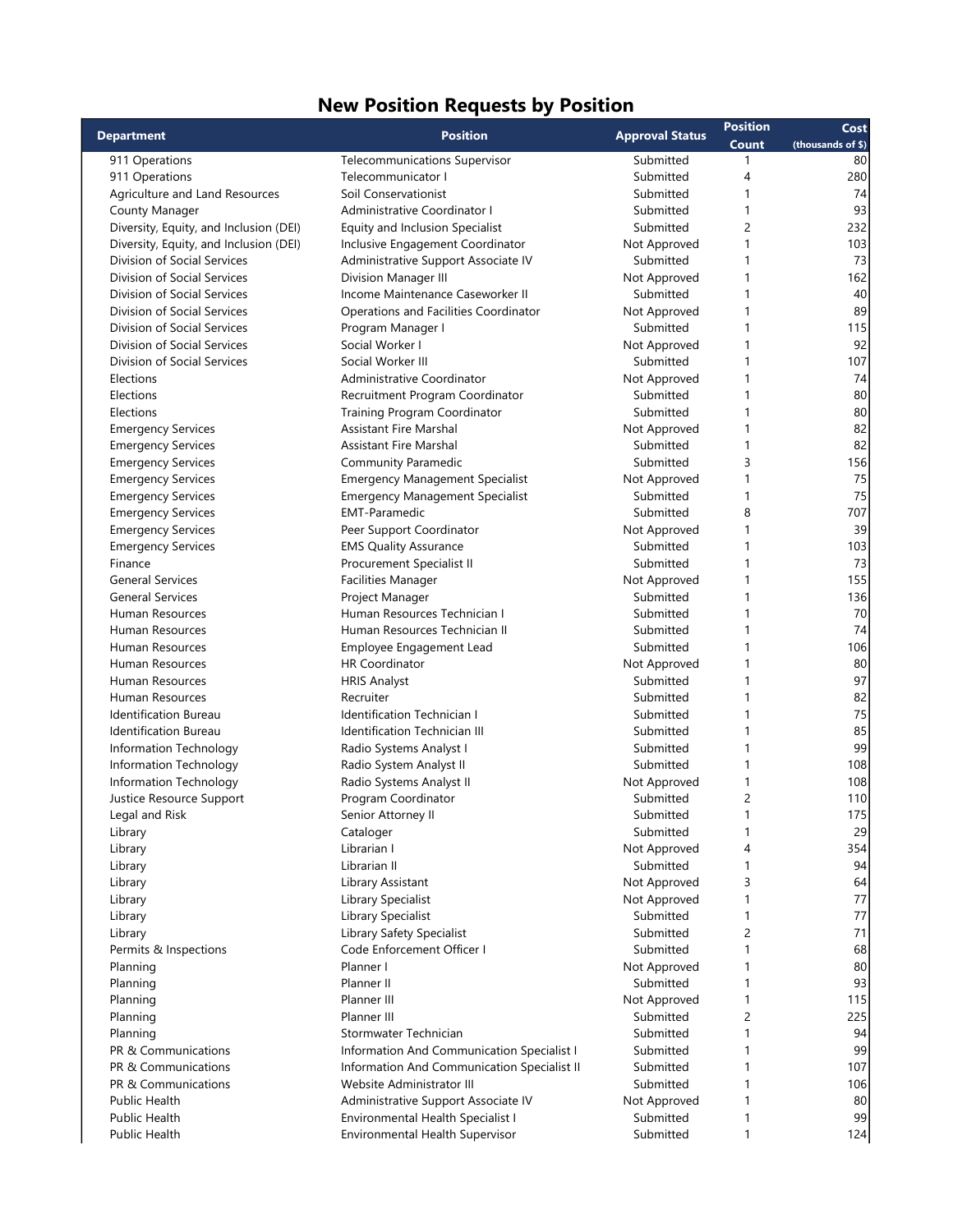# New Position Requests by Position

| Department | Position | Approval Status | Position Count | Cost (thousands of $) |
|---|---|---|---|---|
| 911 Operations | Telecommunications Supervisor | Submitted | 1 | 80 |
| 911 Operations | Telecommunicator I | Submitted | 4 | 280 |
| Agriculture and Land Resources | Soil Conservationist | Submitted | 1 | 74 |
| County Manager | Administrative Coordinator I | Submitted | 1 | 93 |
| Diversity, Equity, and Inclusion (DEI) | Equity and Inclusion Specialist | Submitted | 2 | 232 |
| Diversity, Equity, and Inclusion (DEI) | Inclusive Engagement Coordinator | Not Approved | 1 | 103 |
| Division of Social Services | Administrative Support Associate IV | Submitted | 1 | 73 |
| Division of Social Services | Division Manager III | Not Approved | 1 | 162 |
| Division of Social Services | Income Maintenance Caseworker II | Submitted | 1 | 40 |
| Division of Social Services | Operations and Facilities Coordinator | Not Approved | 1 | 89 |
| Division of Social Services | Program Manager I | Submitted | 1 | 115 |
| Division of Social Services | Social Worker I | Not Approved | 1 | 92 |
| Division of Social Services | Social Worker III | Submitted | 1 | 107 |
| Elections | Administrative Coordinator | Not Approved | 1 | 74 |
| Elections | Recruitment Program Coordinator | Submitted | 1 | 80 |
| Elections | Training Program Coordinator | Submitted | 1 | 80 |
| Emergency Services | Assistant Fire Marshal | Not Approved | 1 | 82 |
| Emergency Services | Assistant Fire Marshal | Submitted | 1 | 82 |
| Emergency Services | Community Paramedic | Submitted | 3 | 156 |
| Emergency Services | Emergency Management Specialist | Not Approved | 1 | 75 |
| Emergency Services | Emergency Management Specialist | Submitted | 1 | 75 |
| Emergency Services | EMT-Paramedic | Submitted | 8 | 707 |
| Emergency Services | Peer Support Coordinator | Not Approved | 1 | 39 |
| Emergency Services | EMS Quality Assurance | Submitted | 1 | 103 |
| Finance | Procurement Specialist II | Submitted | 1 | 73 |
| General Services | Facilities Manager | Not Approved | 1 | 155 |
| General Services | Project Manager | Submitted | 1 | 136 |
| Human Resources | Human Resources Technician I | Submitted | 1 | 70 |
| Human Resources | Human Resources Technician II | Submitted | 1 | 74 |
| Human Resources | Employee Engagement Lead | Submitted | 1 | 106 |
| Human Resources | HR Coordinator | Not Approved | 1 | 80 |
| Human Resources | HRIS Analyst | Submitted | 1 | 97 |
| Human Resources | Recruiter | Submitted | 1 | 82 |
| Identification Bureau | Identification Technician I | Submitted | 1 | 75 |
| Identification Bureau | Identification Technician III | Submitted | 1 | 85 |
| Information Technology | Radio Systems Analyst I | Submitted | 1 | 99 |
| Information Technology | Radio System Analyst II | Submitted | 1 | 108 |
| Information Technology | Radio Systems Analyst II | Not Approved | 1 | 108 |
| Justice Resource Support | Program Coordinator | Submitted | 2 | 110 |
| Legal and Risk | Senior Attorney II | Submitted | 1 | 175 |
| Library | Cataloger | Submitted | 1 | 29 |
| Library | Librarian I | Not Approved | 4 | 354 |
| Library | Librarian II | Submitted | 1 | 94 |
| Library | Library Assistant | Not Approved | 3 | 64 |
| Library | Library Specialist | Not Approved | 1 | 77 |
| Library | Library Specialist | Submitted | 1 | 77 |
| Library | Library Safety Specialist | Submitted | 2 | 71 |
| Permits & Inspections | Code Enforcement Officer I | Submitted | 1 | 68 |
| Planning | Planner I | Not Approved | 1 | 80 |
| Planning | Planner II | Submitted | 1 | 93 |
| Planning | Planner III | Not Approved | 1 | 115 |
| Planning | Planner III | Submitted | 2 | 225 |
| Planning | Stormwater Technician | Submitted | 1 | 94 |
| PR & Communications | Information And Communication Specialist I | Submitted | 1 | 99 |
| PR & Communications | Information And Communication Specialist II | Submitted | 1 | 107 |
| PR & Communications | Website Administrator III | Submitted | 1 | 106 |
| Public Health | Administrative Support Associate IV | Not Approved | 1 | 80 |
| Public Health | Environmental Health Specialist I | Submitted | 1 | 99 |
| Public Health | Environmental Health Supervisor | Submitted | 1 | 124 |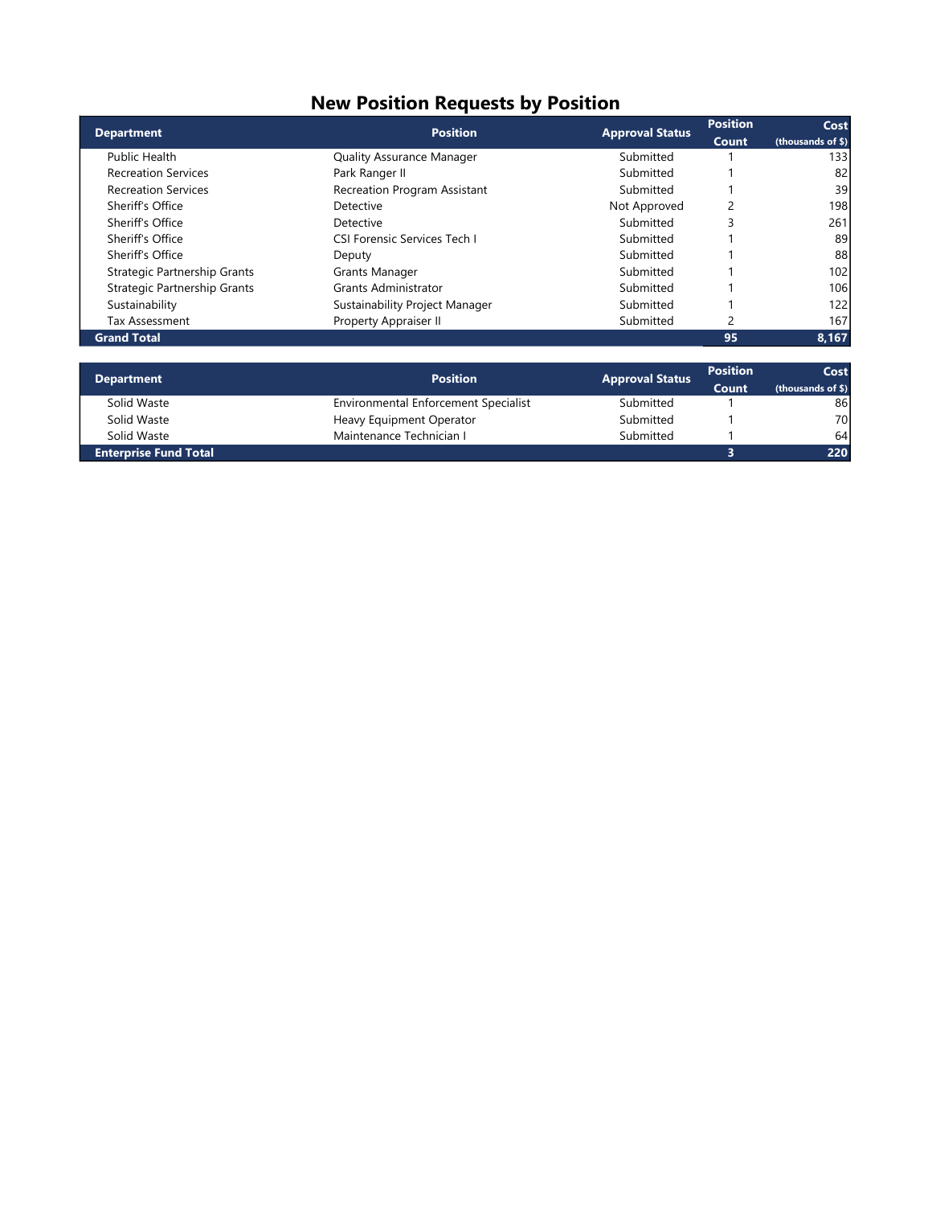## New Position Requests by Position

| Department | Position | Approval Status | Position Count | Cost (thousands of $) |
|---|---|---|---|---|
| Public Health | Quality Assurance Manager | Submitted | 1 | 133 |
| Recreation Services | Park Ranger II | Submitted | 1 | 82 |
| Recreation Services | Recreation Program Assistant | Submitted | 1 | 39 |
| Sheriff's Office | Detective | Not Approved | 2 | 198 |
| Sheriff's Office | Detective | Submitted | 3 | 261 |
| Sheriff's Office | CSI Forensic Services Tech I | Submitted | 1 | 89 |
| Sheriff's Office | Deputy | Submitted | 1 | 88 |
| Strategic Partnership Grants | Grants Manager | Submitted | 1 | 102 |
| Strategic Partnership Grants | Grants Administrator | Submitted | 1 | 106 |
| Sustainability | Sustainability Project Manager | Submitted | 1 | 122 |
| Tax Assessment | Property Appraiser II | Submitted | 2 | 167 |
| **Grand Total** | | | **95** | **8,167** |

| Department | Position | Approval Status | Position Count | Cost (thousands of $) |
|---|---|---|---|---|
| Solid Waste | Environmental Enforcement Specialist | Submitted | 1 | 86 |
| Solid Waste | Heavy Equipment Operator | Submitted | 1 | 70 |
| Solid Waste | Maintenance Technician I | Submitted | 1 | 64 |
| **Enterprise Fund Total** | | | **3** | **220** |